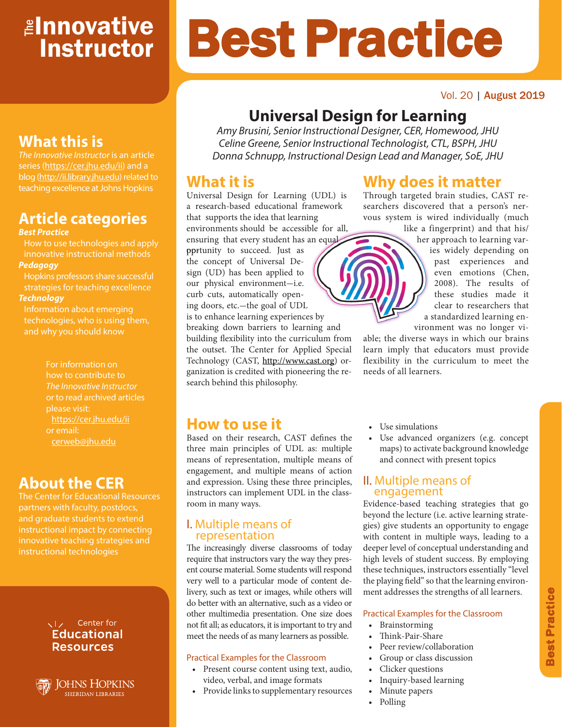# The Innovative Instructor

# Best Practice

Vol. 20 | August 2019

## What this is

*The Innovative Instructor* is an article series (https://cer.jhu.edu/ii) and a blog (http://ii.library.jhu.edu) related to teaching excellence at Johns Hopkins

## Article categories

***Best Practice***

How to use technologies and apply innovative instructional methods

***Pedagogy***

Hopkins professors share successful strategies for teaching excellence

***Technology***

Information about emerging technologies, who is using them, and why you should know

For information on how to contribute to *The Innovative Instructor* or to read archived articles please visit: https://cer.jhu.edu/ii or email: cerweb@jhu.edu

## About the CER

The Center for Educational Resources partners with faculty, postdocs, and graduate students to extend instructional impact by connecting innovative teaching strategies and instructional technologies

Center for Educational Resources

Johns Hopkins Sheridan Libraries

# Universal Design for Learning

*Amy Brusini, Senior Instructional Designer, CER, Homewood, JHU*
*Celine Greene, Senior Instructional Technologist, CTL, BSPH, JHU*
*Donna Schnupp, Instructional Design Lead and Manager, SoE, JHU*

## What it is

Universal Design for Learning (UDL) is a research-based educational framework that supports the idea that learning environments should be accessible for all, ensuring that every student has an equal pprtunity to succeed. Just as the concept of Universal Design (UD) has been applied to our physical environment—i.e. curb cuts, automatically opening doors, etc.—the goal of UDL is to enhance learning experiences by breaking down barriers to learning and building flexibility into the curriculum from the outset. The Center for Applied Special Technology (CAST, http://www.cast.org) organization is credited with pioneering the research behind this philosophy.

## Why does it matter

Through targeted brain studies, CAST researchers discovered that a person's nervous system is wired individually (much like a fingerprint) and that his/her approach to learning varies widely depending on past experiences and even emotions (Chen, 2008). The results of these studies made it clear to researchers that a standardized learning environment was no longer viable; the diverse ways in which our brains learn imply that educators must provide flexibility in the curriculum to meet the needs of all learners.

## How to use it

Based on their research, CAST defines the three main principles of UDL as: multiple means of representation, multiple means of engagement, and multiple means of action and expression. Using these three principles, instructors can implement UDL in the classroom in many ways.

### I. Multiple means of representation

The increasingly diverse classrooms of today require that instructors vary the way they present course material. Some students will respond very well to a particular mode of content delivery, such as text or images, while others will do better with an alternative, such as a video or other multimedia presentation. One size does not fit all; as educators, it is important to try and meet the needs of as many learners as possible.

#### Practical Examples for the Classroom

- Present course content using text, audio, video, verbal, and image formats
- Provide links to supplementary resources
- Use simulations
- Use advanced organizers (e.g. concept maps) to activate background knowledge and connect with present topics

### II. Multiple means of engagement

Evidence-based teaching strategies that go beyond the lecture (i.e. active learning strategies) give students an opportunity to engage with content in multiple ways, leading to a deeper level of conceptual understanding and high levels of student success. By employing these techniques, instructors essentially "level the playing field" so that the learning environment addresses the strengths of all learners.

#### Practical Examples for the Classroom

- Brainstorming
- Think-Pair-Share
- Peer review/collaboration
- Group or class discussion
- Clicker questions
- Inquiry-based learning
- Minute papers
- Polling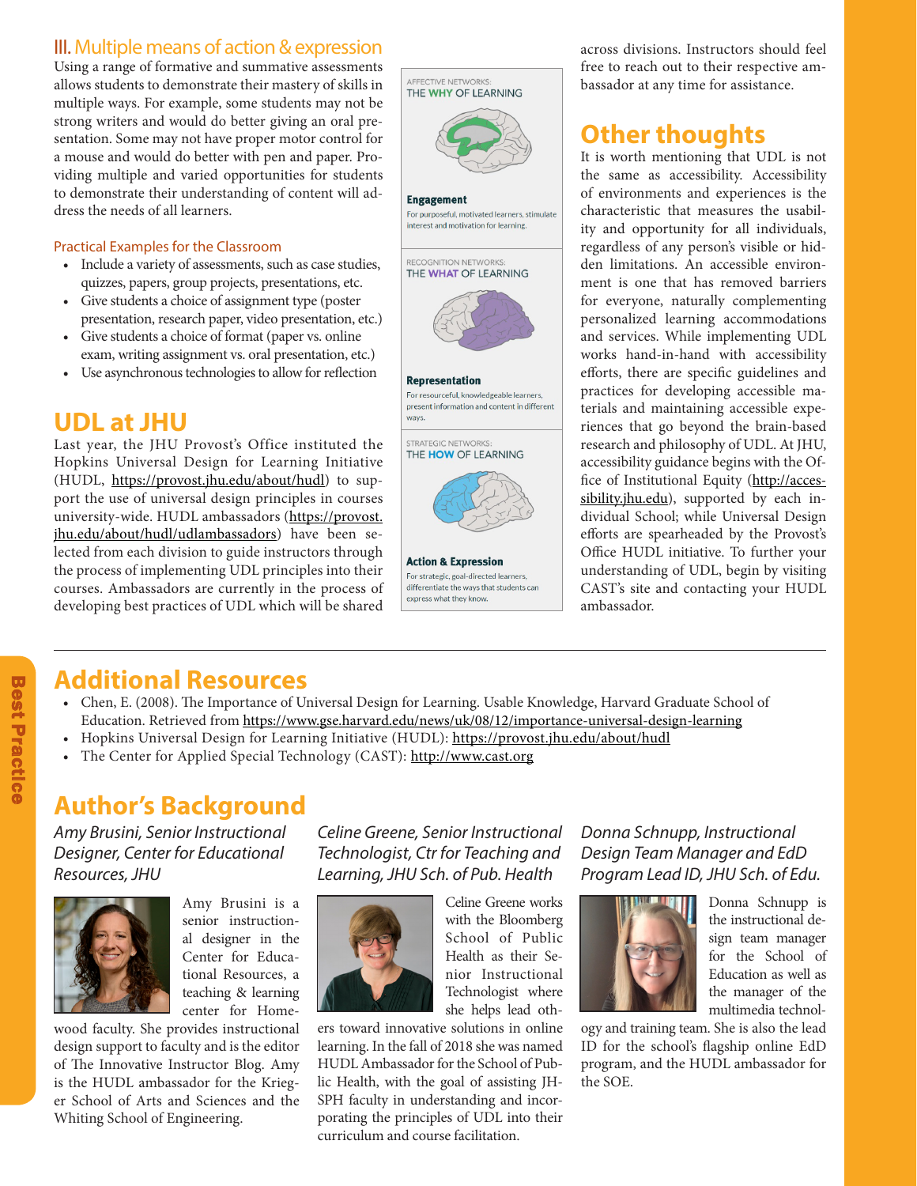### III. Multiple means of action & expression

Using a range of formative and summative assessments allows students to demonstrate their mastery of skills in multiple ways. For example, some students may not be strong writers and would do better giving an oral presentation. Some may not have proper motor control for a mouse and would do better with pen and paper. Providing multiple and varied opportunities for students to demonstrate their understanding of content will address the needs of all learners.

#### Practical Examples for the Classroom

- Include a variety of assessments, such as case studies, quizzes, papers, group projects, presentations, etc.
- Give students a choice of assignment type (poster presentation, research paper, video presentation, etc.)
- Give students a choice of format (paper vs. online exam, writing assignment vs. oral presentation, etc.)
- Use asynchronous technologies to allow for reflection

AFFECTIVE NETWORKS:
THE **WHY** OF LEARNING

**Engagement**
For purposeful, motivated learners, stimulate interest and motivation for learning.

RECOGNITION NETWORKS:
THE **WHAT** OF LEARNING

**Representation**
For resourceful, knowledgeable learners, present information and content in different ways.

STRATEGIC NETWORKS:
THE **HOW** OF LEARNING

**Action & Expression**
For strategic, goal-directed learners, differentiate the ways that students can express what they know.

## UDL at JHU

Last year, the JHU Provost's Office instituted the Hopkins Universal Design for Learning Initiative (HUDL, https://provost.jhu.edu/about/hudl) to support the use of universal design principles in courses university-wide. HUDL ambassadors (https://provost.jhu.edu/about/hudl/udlambassadors) have been selected from each division to guide instructors through the process of implementing UDL principles into their courses. Ambassadors are currently in the process of developing best practices of UDL which will be shared across divisions. Instructors should feel free to reach out to their respective ambassador at any time for assistance.

## Other thoughts

It is worth mentioning that UDL is not the same as accessibility. Accessibility of environments and experiences is the characteristic that measures the usability and opportunity for all individuals, regardless of any person's visible or hidden limitations. An accessible environment is one that has removed barriers for everyone, naturally complementing personalized learning accommodations and services. While implementing UDL works hand-in-hand with accessibility efforts, there are specific guidelines and practices for developing accessible materials and maintaining accessible experiences that go beyond the brain-based research and philosophy of UDL. At JHU, accessibility guidance begins with the Office of Institutional Equity (http://accessibility.jhu.edu), supported by each individual School; while Universal Design efforts are spearheaded by the Provost's Office HUDL initiative. To further your understanding of UDL, begin by visiting CAST's site and contacting your HUDL ambassador.

## Additional Resources

- Chen, E. (2008). The Importance of Universal Design for Learning. Usable Knowledge, Harvard Graduate School of Education. Retrieved from https://www.gse.harvard.edu/news/uk/08/12/importance-universal-design-learning
- Hopkins Universal Design for Learning Initiative (HUDL): https://provost.jhu.edu/about/hudl
- The Center for Applied Special Technology (CAST): http://www.cast.org

## Author's Background

*Amy Brusini, Senior Instructional Designer, Center for Educational Resources, JHU*

Amy Brusini is a senior instructional designer in the Center for Educational Resources, a teaching & learning center for Homewood faculty. She provides instructional design support to faculty and is the editor of The Innovative Instructor Blog. Amy is the HUDL ambassador for the Krieger School of Arts and Sciences and the Whiting School of Engineering.

*Celine Greene, Senior Instructional Technologist, Ctr for Teaching and Learning, JHU Sch. of Pub. Health*

Celine Greene works with the Bloomberg School of Public Health as their Senior Instructional Technologist where she helps lead others toward innovative solutions in online learning. In the fall of 2018 she was named HUDL Ambassador for the School of Public Health, with the goal of assisting JHSPH faculty in understanding and incorporating the principles of UDL into their curriculum and course facilitation.

*Donna Schnupp, Instructional Design Team Manager and EdD Program Lead ID, JHU Sch. of Edu.*

Donna Schnupp is the instructional design team manager for the School of Education as well as the manager of the multimedia technology and training team. She is also the lead ID for the school's flagship online EdD program, and the HUDL ambassador for the SOE.